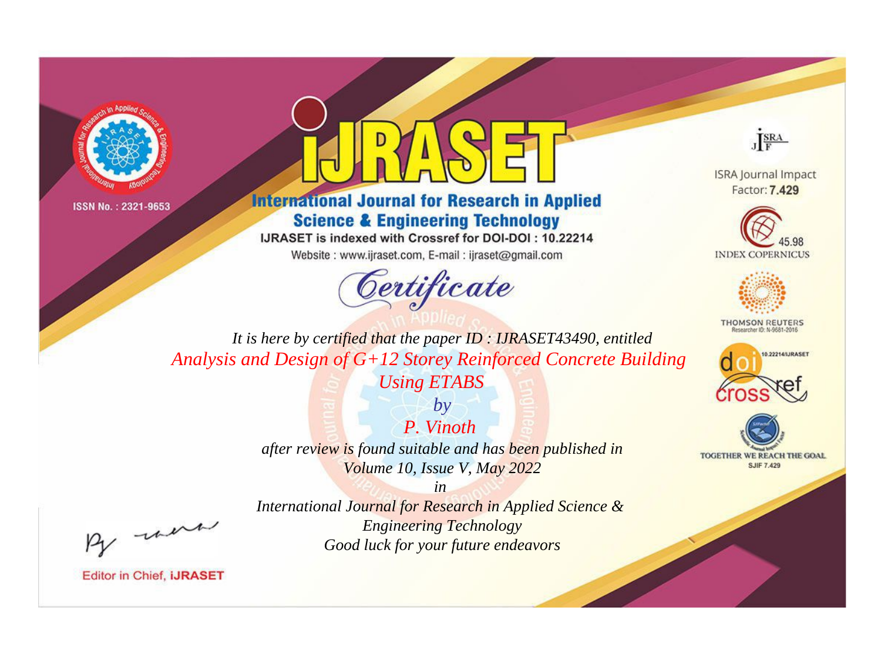ISSN No. : 2321-9653

# IJRASET

## International Journal for Research in Applied Science & Engineering Technology

IJRASET is indexed with Crossref for DOI-DOI : 10.22214

Website : www.ijraset.com, E-mail : ijraset@gmail.com

ISRA Journal Impact Factor: **7.429**

45.98 INDEX COPERNICUS

THOMSON REUTERS Researcher ID: N-9681-2016

10.22214/IJRASET

TOGETHER WE REACH THE GOAL SJIF 7.429

# *Certificate*

*It is here by certified that the paper ID : IJRASET43490, entitled*

*Analysis and Design of G+12 Storey Reinforced Concrete Building Using ETABS*

*by*

*P. Vinoth*

*after review is found suitable and has been published in*

*Volume 10, Issue V, May 2022*

*in*

*International Journal for Research in Applied Science & Engineering Technology*

*Good luck for your future endeavors*

Editor in Chief, **IJRASET**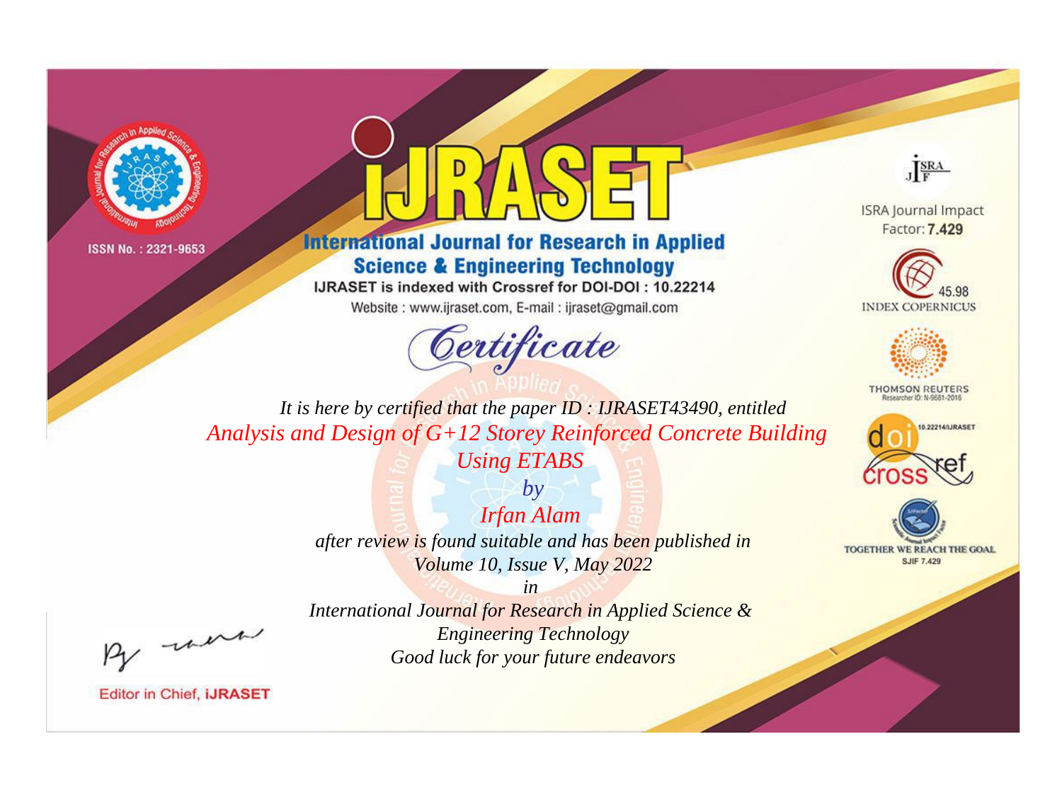ISSN No. : 2321-9653

# iJRASET

## International Journal for Research in Applied Science & Engineering Technology

IJRASET is indexed with Crossref for DOI-DOI : 10.22214

Website : www.ijraset.com, E-mail : ijraset@gmail.com

*Certificate*

*It is here by certified that the paper ID : IJRASET43490, entitled*

*Analysis and Design of G+12 Storey Reinforced Concrete Building Using ETABS*

*by*

*Irfan Alam*

*after review is found suitable and has been published in*

*Volume 10, Issue V, May 2022*

*in*

*International Journal for Research in Applied Science & Engineering Technology*

*Good luck for your future endeavors*

ISRA Journal Impact Factor: **7.429**

45.98 INDEX COPERNICUS

THOMSON REUTERS Researcher ID: N-9681-2016

10.22214/IJRASET

TOGETHER WE REACH THE GOAL SJIF 7.429

Editor in Chief, **iJRASET**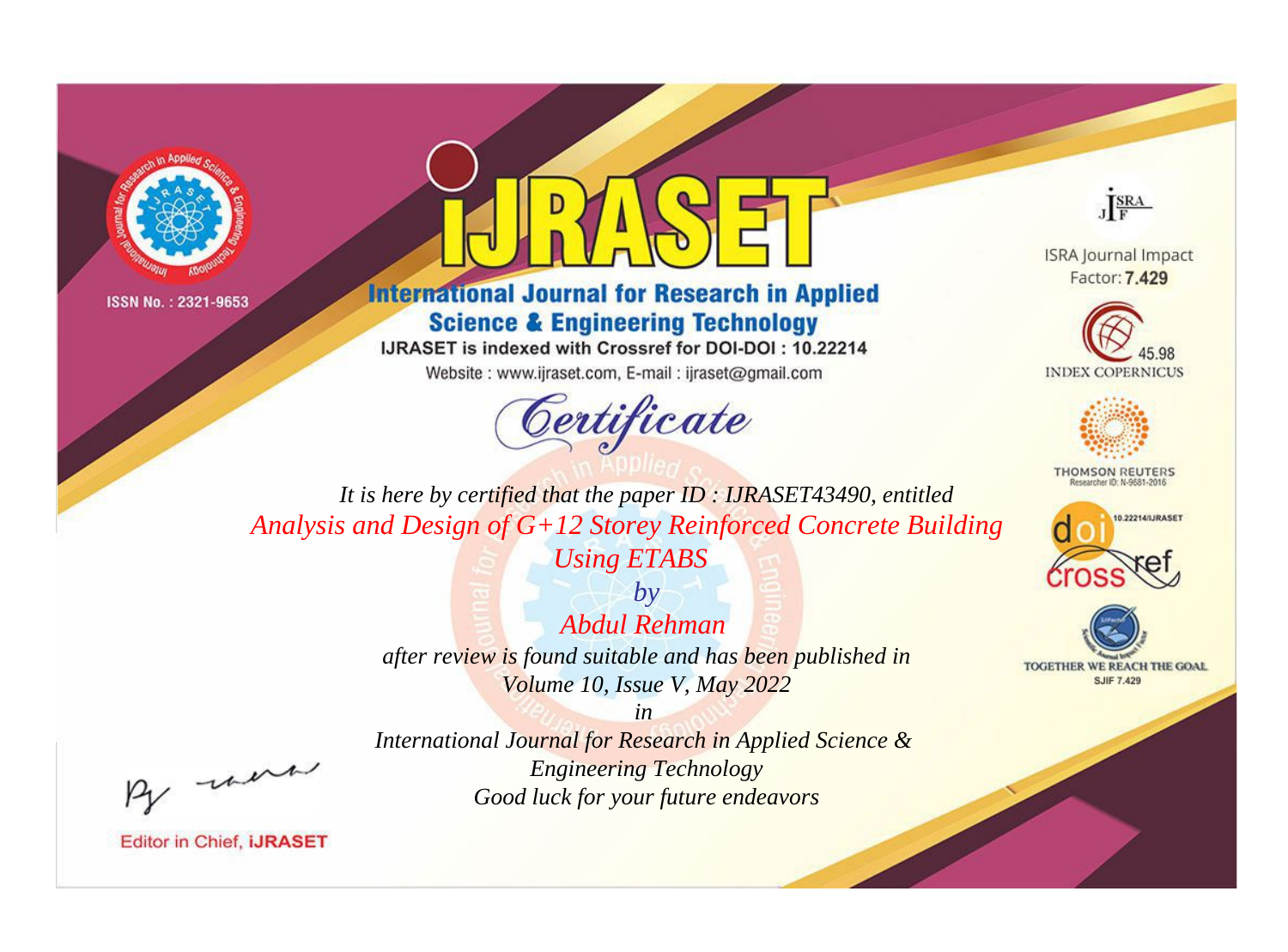ISSN No. : 2321-9653

# iJRASET

## International Journal for Research in Applied Science & Engineering Technology

IJRASET is indexed with Crossref for DOI-DOI : 10.22214

Website : www.ijraset.com, E-mail : ijraset@gmail.com

*Certificate*

*It is here by certified that the paper ID : IJRASET43490, entitled*

*Analysis and Design of G+12 Storey Reinforced Concrete Building Using ETABS*

*by*

*Abdul Rehman*

*after review is found suitable and has been published in*

*Volume 10, Issue V, May 2022*

*in*

*International Journal for Research in Applied Science & Engineering Technology*

*Good luck for your future endeavors*

ISRA Journal Impact Factor: **7.429**

45.98 INDEX COPERNICUS

THOMSON REUTERS Researcher ID: N-9681-2016

10.22214/IJRASET

TOGETHER WE REACH THE GOAL SJIF 7.429

Editor in Chief, **iJRASET**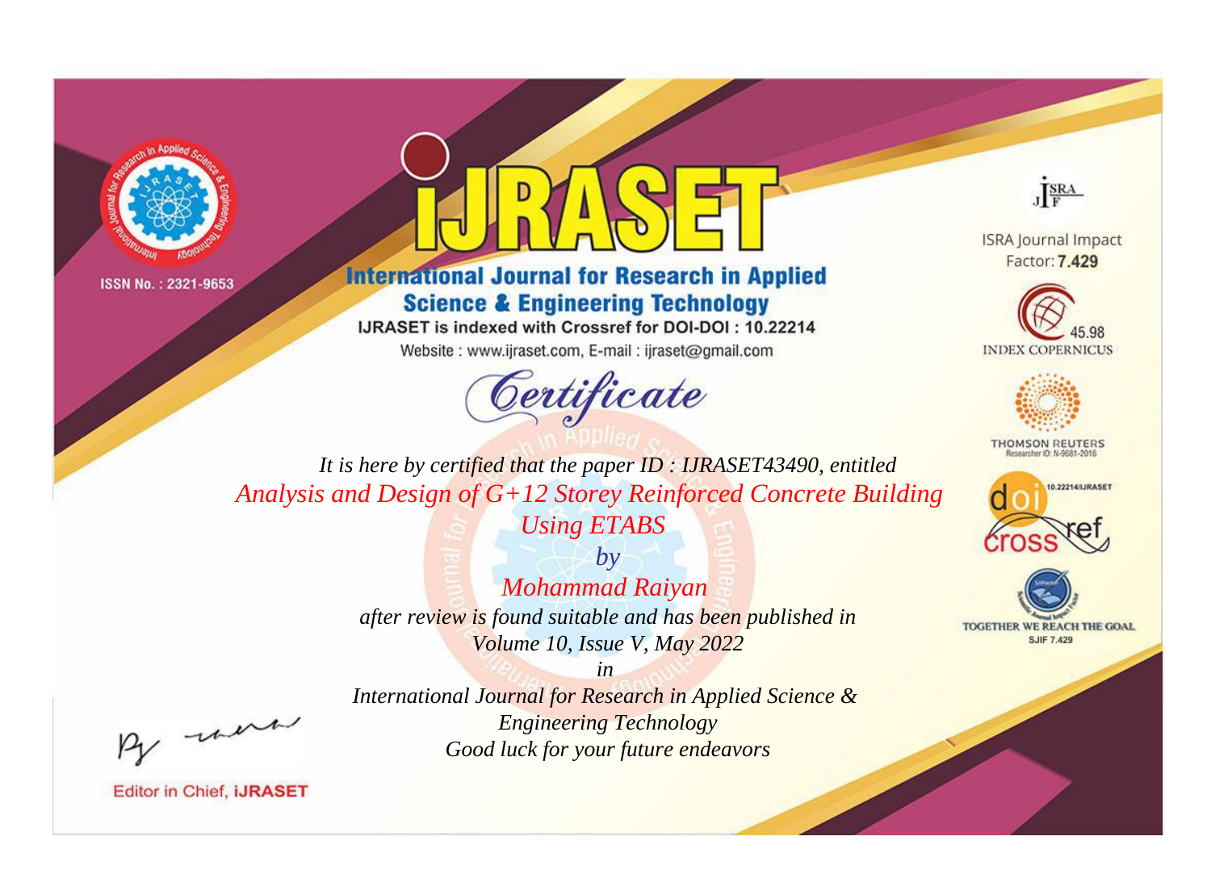ISSN No. : 2321-9653

# iJRASET

## International Journal for Research in Applied Science & Engineering Technology

IJRASET is indexed with Crossref for DOI-DOI : 10.22214

Website : www.ijraset.com, E-mail : ijraset@gmail.com

# *Certificate*

*It is here by certified that the paper ID : IJRASET43490, entitled*

*Analysis and Design of G+12 Storey Reinforced Concrete Building Using ETABS*

*by*

*Mohammad Raiyan*

*after review is found suitable and has been published in*

*Volume 10, Issue V, May 2022*

*in*

*International Journal for Research in Applied Science & Engineering Technology*

*Good luck for your future endeavors*

ISRA Journal Impact Factor: **7.429**

45.98 INDEX COPERNICUS

THOMSON REUTERS Researcher ID: N-9681-2016

10.22214/IJRASET

TOGETHER WE REACH THE GOAL SJIF 7.429

Editor in Chief, **iJRASET**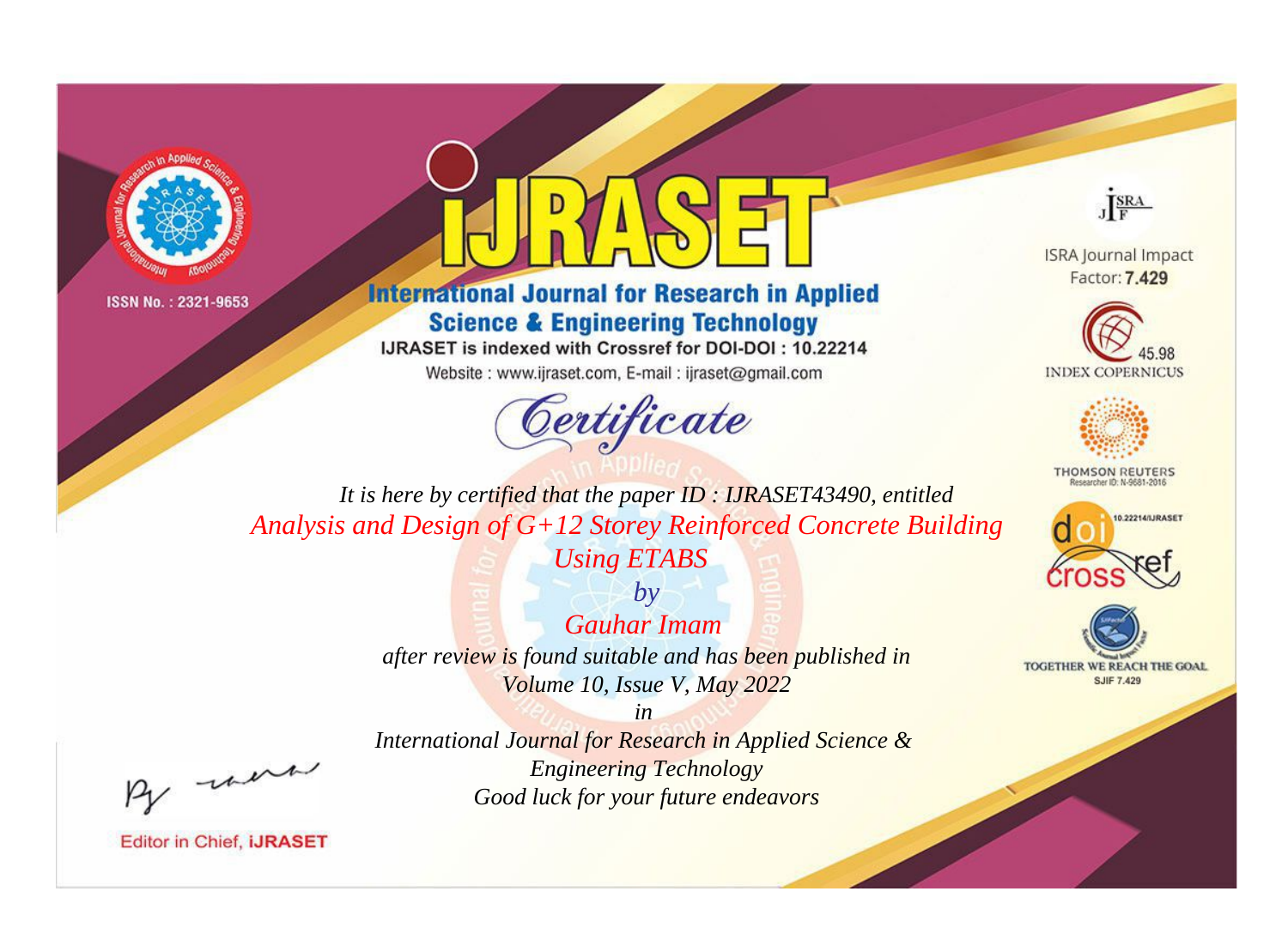ISSN No. : 2321-9653

# iJRASET

## International Journal for Research in Applied Science & Engineering Technology

IJRASET is indexed with Crossref for DOI-DOI : 10.22214

Website : www.ijraset.com, E-mail : ijraset@gmail.com

ISRA Journal Impact Factor: **7.429**

45.98 INDEX COPERNICUS

THOMSON REUTERS Researcher ID: N-9681-2016

10.22214/IJRASET

TOGETHER WE REACH THE GOAL SJIF 7.429

*Certificate*

*It is here by certified that the paper ID : IJRASET43490, entitled*

*Analysis and Design of G+12 Storey Reinforced Concrete Building Using ETABS*

*by*

*Gauhar Imam*

*after review is found suitable and has been published in*

*Volume 10, Issue V, May 2022*

*in*

*International Journal for Research in Applied Science & Engineering Technology*

*Good luck for your future endeavors*

Editor in Chief, **iJRASET**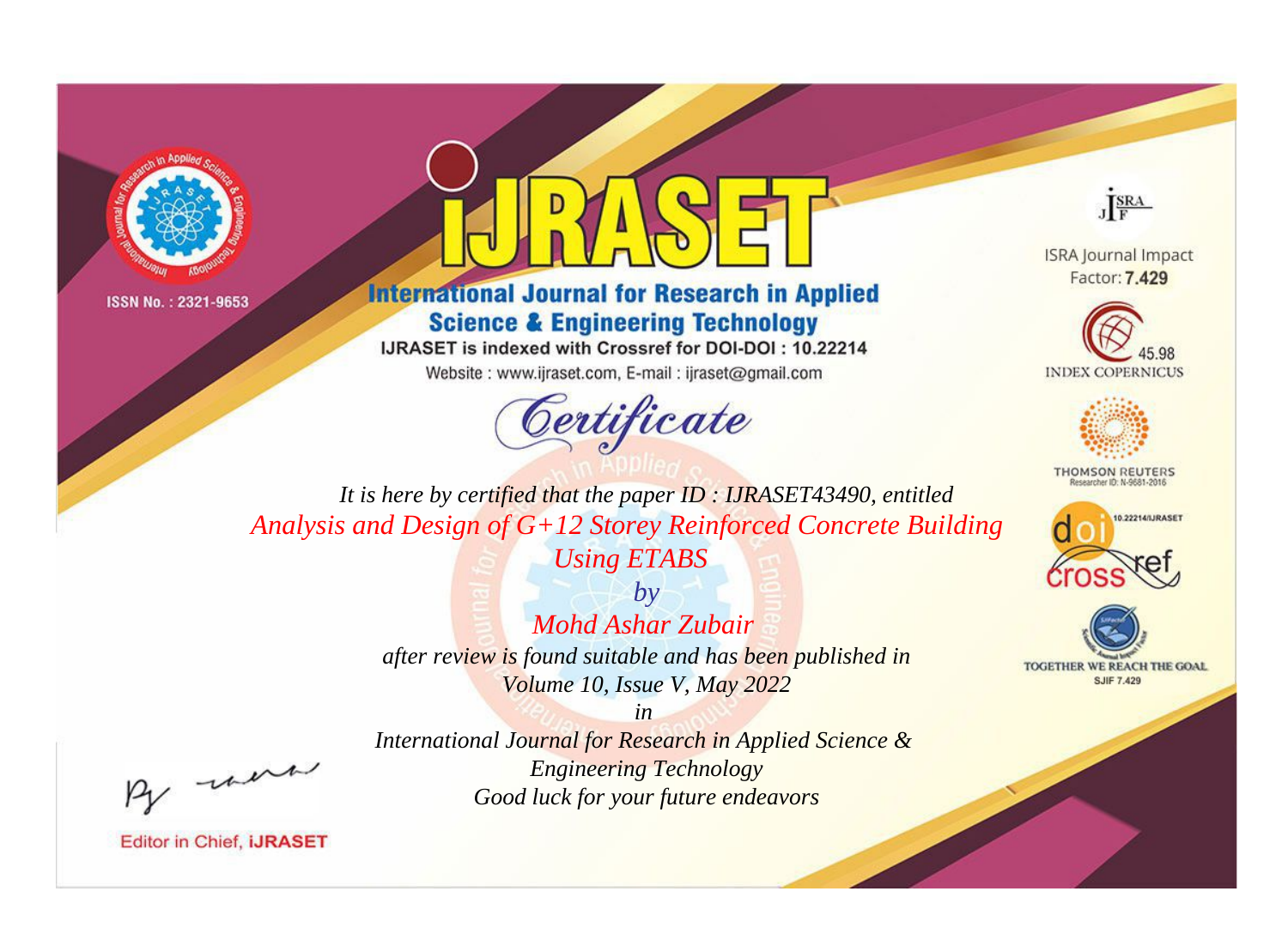ISSN No. : 2321-9653

# iJRASET

## International Journal for Research in Applied Science & Engineering Technology

IJRASET is indexed with Crossref for DOI-DOI : 10.22214

Website : www.ijraset.com, E-mail : ijraset@gmail.com

ISRA Journal Impact Factor: **7.429**

45.98 INDEX COPERNICUS

THOMSON REUTERS Researcher ID: N-9681-2016

10.22214/IJRASET

TOGETHER WE REACH THE GOAL SJIF 7.429

*Certificate*

*It is here by certified that the paper ID : IJRASET43490, entitled*

*Analysis and Design of G+12 Storey Reinforced Concrete Building Using ETABS*

*by*

*Mohd Ashar Zubair*

*after review is found suitable and has been published in*

*Volume 10, Issue V, May 2022*

*in*

*International Journal for Research in Applied Science & Engineering Technology*

*Good luck for your future endeavors*

Editor in Chief, **iJRASET**